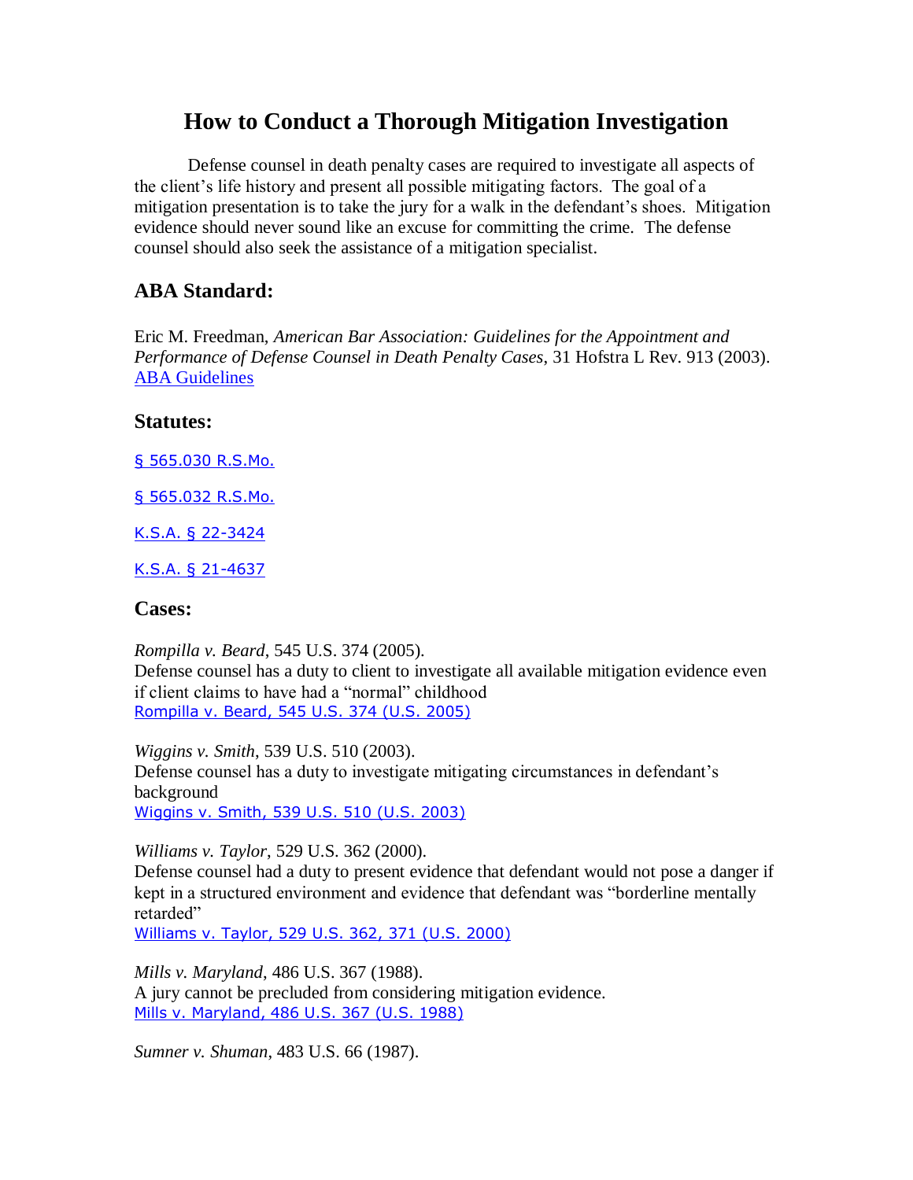# How to Conduct a Thorough Mitigation Investigation

Defense counsel in death penalty cases are required to investigate all aspects of the client's life history and present all possible mitigating factors. The goal of a mitigation presentation is to take the jury for a walk in the defendant's shoes. Mitigation evidence should never sound like an excuse for committing the crime. The defense counsel should also seek the assistance of a mitigation specialist.

## ABA Standard:

Eric M. Freedman, *American Bar Association: Guidelines for the Appointment and Performance of Defense Counsel in Death Penalty Cases*, 31 Hofstra L Rev. 913 (2003).
ABA Guidelines

## Statutes:

§ 565.030 R.S.Mo.

§ 565.032 R.S.Mo.

K.S.A. § 22-3424

K.S.A. § 21-4637

## Cases:

*Rompilla v. Beard*, 545 U.S. 374 (2005).
Defense counsel has a duty to client to investigate all available mitigation evidence even if client claims to have had a "normal" childhood
Rompilla v. Beard, 545 U.S. 374 (U.S. 2005)

*Wiggins v. Smith*, 539 U.S. 510 (2003).
Defense counsel has a duty to investigate mitigating circumstances in defendant's background
Wiggins v. Smith, 539 U.S. 510 (U.S. 2003)

*Williams v. Taylor*, 529 U.S. 362 (2000).
Defense counsel had a duty to present evidence that defendant would not pose a danger if kept in a structured environment and evidence that defendant was "borderline mentally retarded"
Williams v. Taylor, 529 U.S. 362, 371 (U.S. 2000)

*Mills v. Maryland*, 486 U.S. 367 (1988).
A jury cannot be precluded from considering mitigation evidence.
Mills v. Maryland, 486 U.S. 367 (U.S. 1988)

*Sumner v. Shuman*, 483 U.S. 66 (1987).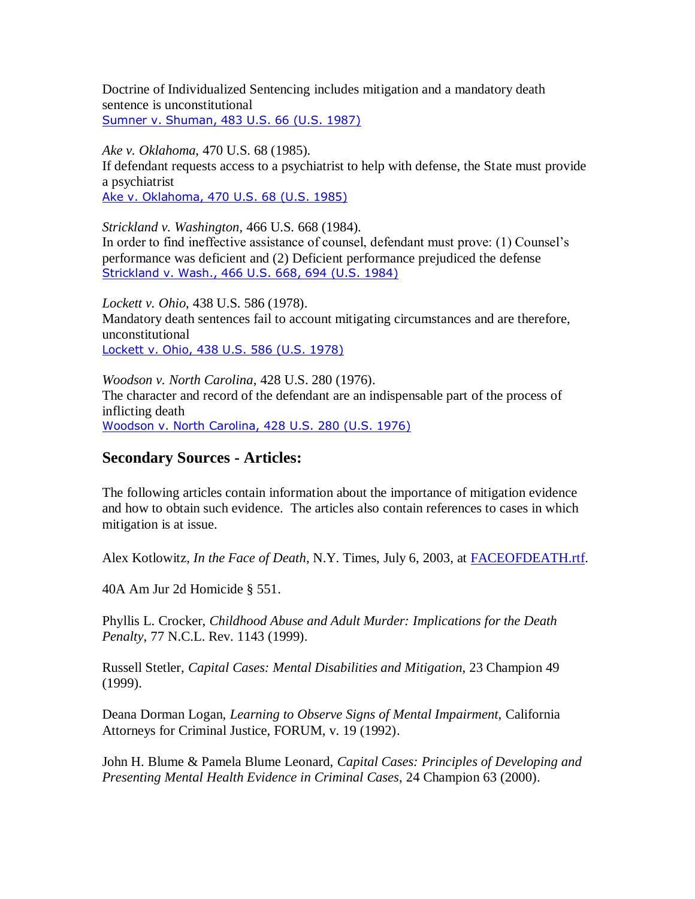Doctrine of Individualized Sentencing includes mitigation and a mandatory death sentence is unconstitutional
Sumner v. Shuman, 483 U.S. 66 (U.S. 1987)

*Ake v. Oklahoma*, 470 U.S. 68 (1985).
If defendant requests access to a psychiatrist to help with defense, the State must provide a psychiatrist
Ake v. Oklahoma, 470 U.S. 68 (U.S. 1985)

*Strickland v. Washington*, 466 U.S. 668 (1984).
In order to find ineffective assistance of counsel, defendant must prove: (1) Counsel's performance was deficient and (2) Deficient performance prejudiced the defense
Strickland v. Wash., 466 U.S. 668, 694 (U.S. 1984)

*Lockett v. Ohio*, 438 U.S. 586 (1978).
Mandatory death sentences fail to account mitigating circumstances and are therefore, unconstitutional
Lockett v. Ohio, 438 U.S. 586 (U.S. 1978)

*Woodson v. North Carolina*, 428 U.S. 280 (1976).
The character and record of the defendant are an indispensable part of the process of inflicting death
Woodson v. North Carolina, 428 U.S. 280 (U.S. 1976)

## Secondary Sources - Articles:

The following articles contain information about the importance of mitigation evidence and how to obtain such evidence. The articles also contain references to cases in which mitigation is at issue.

Alex Kotlowitz, *In the Face of Death*, N.Y. Times, July 6, 2003, at FACEOFDEATH.rtf.

40A Am Jur 2d Homicide § 551.

Phyllis L. Crocker, *Childhood Abuse and Adult Murder: Implications for the Death Penalty*, 77 N.C.L. Rev. 1143 (1999).

Russell Stetler, *Capital Cases: Mental Disabilities and Mitigation*, 23 Champion 49 (1999).

Deana Dorman Logan, *Learning to Observe Signs of Mental Impairment*, California Attorneys for Criminal Justice, FORUM, v. 19 (1992).

John H. Blume & Pamela Blume Leonard, *Capital Cases: Principles of Developing and Presenting Mental Health Evidence in Criminal Cases*, 24 Champion 63 (2000).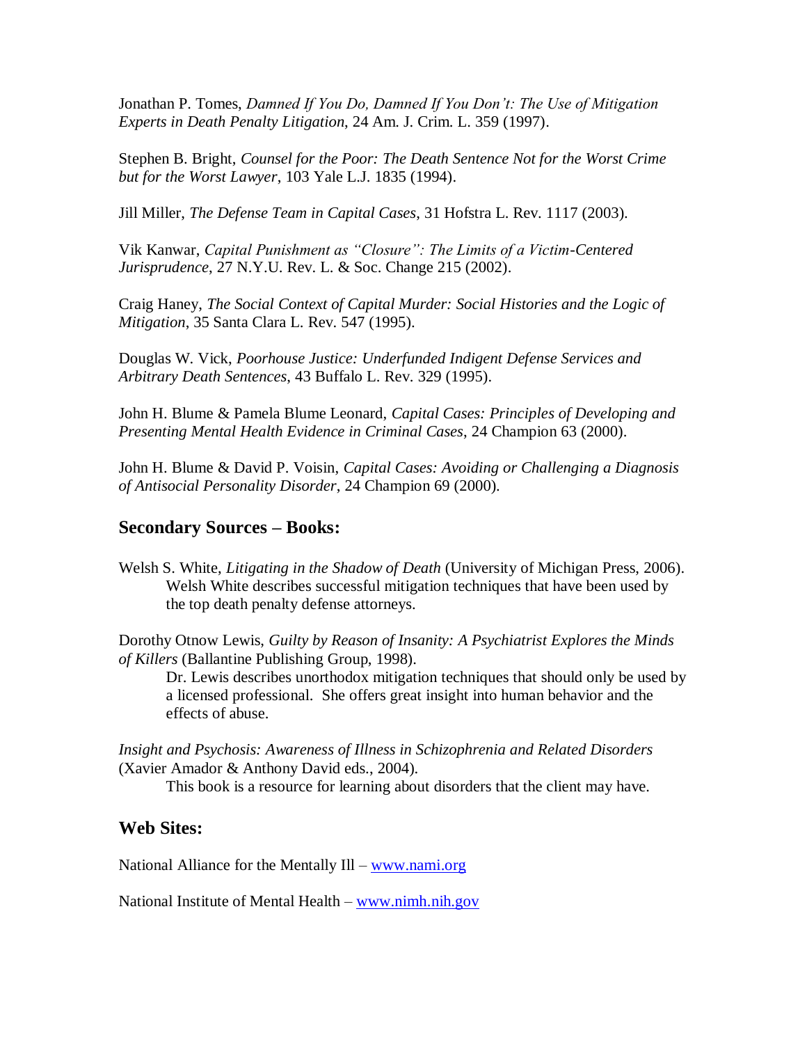Jonathan P. Tomes, *Damned If You Do, Damned If You Don't: The Use of Mitigation Experts in Death Penalty Litigation*, 24 Am. J. Crim. L. 359 (1997).

Stephen B. Bright, *Counsel for the Poor: The Death Sentence Not for the Worst Crime but for the Worst Lawyer*, 103 Yale L.J. 1835 (1994).

Jill Miller, *The Defense Team in Capital Cases*, 31 Hofstra L. Rev. 1117 (2003).

Vik Kanwar, *Capital Punishment as "Closure": The Limits of a Victim-Centered Jurisprudence*, 27 N.Y.U. Rev. L. & Soc. Change 215 (2002).

Craig Haney, *The Social Context of Capital Murder: Social Histories and the Logic of Mitigation*, 35 Santa Clara L. Rev. 547 (1995).

Douglas W. Vick, *Poorhouse Justice: Underfunded Indigent Defense Services and Arbitrary Death Sentences*, 43 Buffalo L. Rev. 329 (1995).

John H. Blume & Pamela Blume Leonard, *Capital Cases: Principles of Developing and Presenting Mental Health Evidence in Criminal Cases*, 24 Champion 63 (2000).

John H. Blume & David P. Voisin, *Capital Cases: Avoiding or Challenging a Diagnosis of Antisocial Personality Disorder*, 24 Champion 69 (2000).

## Secondary Sources – Books:

Welsh S. White, *Litigating in the Shadow of Death* (University of Michigan Press, 2006).
Welsh White describes successful mitigation techniques that have been used by the top death penalty defense attorneys.

Dorothy Otnow Lewis, *Guilty by Reason of Insanity: A Psychiatrist Explores the Minds of Killers* (Ballantine Publishing Group, 1998).
Dr. Lewis describes unorthodox mitigation techniques that should only be used by a licensed professional. She offers great insight into human behavior and the effects of abuse.

*Insight and Psychosis: Awareness of Illness in Schizophrenia and Related Disorders* (Xavier Amador & Anthony David eds., 2004).
This book is a resource for learning about disorders that the client may have.

## Web Sites:

National Alliance for the Mentally Ill – www.nami.org

National Institute of Mental Health – www.nimh.nih.gov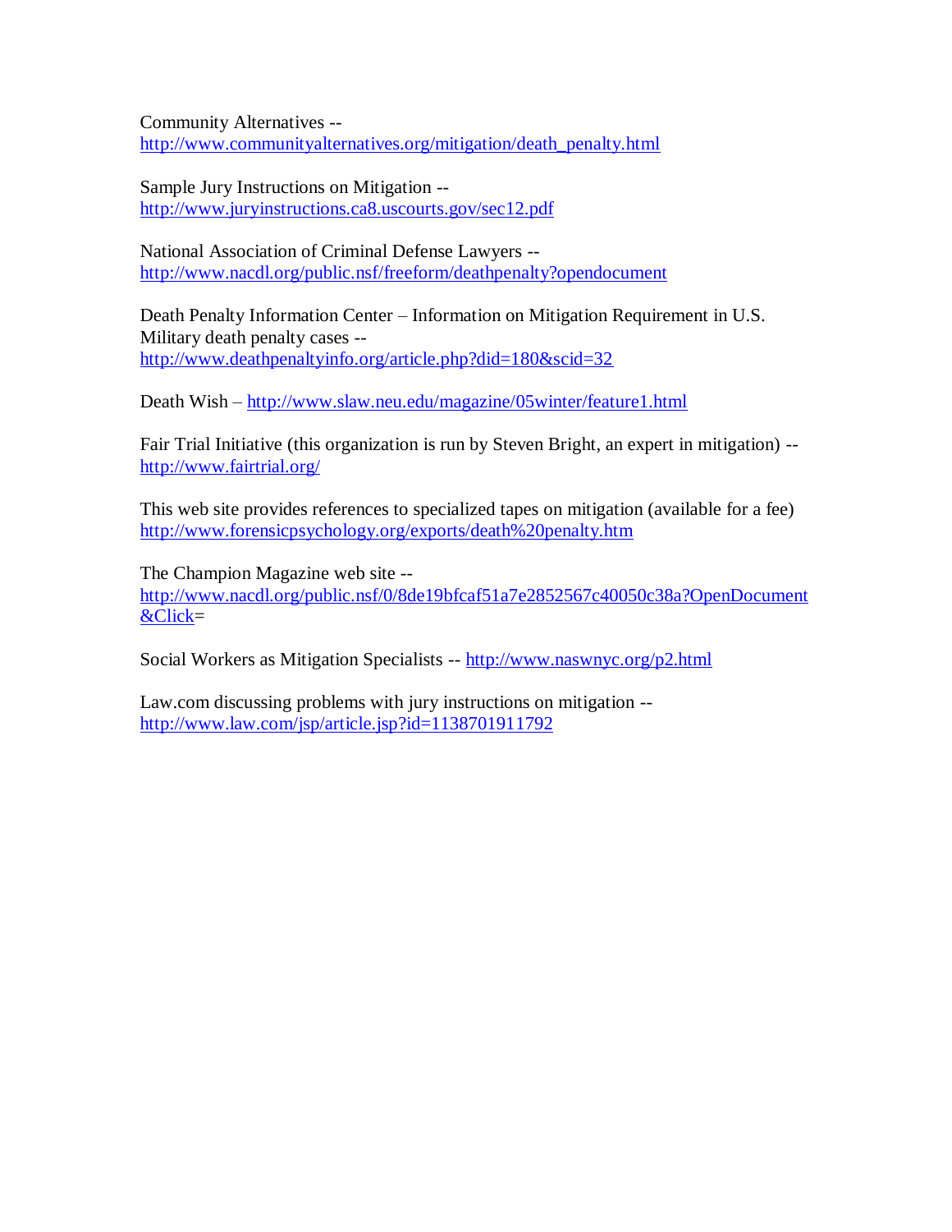Community Alternatives --
http://www.communityalternatives.org/mitigation/death_penalty.html

Sample Jury Instructions on Mitigation --
http://www.juryinstructions.ca8.uscourts.gov/sec12.pdf

National Association of Criminal Defense Lawyers --
http://www.nacdl.org/public.nsf/freeform/deathpenalty?opendocument

Death Penalty Information Center – Information on Mitigation Requirement in U.S. Military death penalty cases --
http://www.deathpenaltyinfo.org/article.php?did=180&scid=32

Death Wish – http://www.slaw.neu.edu/magazine/05winter/feature1.html

Fair Trial Initiative (this organization is run by Steven Bright, an expert in mitigation) --
http://www.fairtrial.org/

This web site provides references to specialized tapes on mitigation (available for a fee)
http://www.forensicpsychology.org/exports/death%20penalty.htm

The Champion Magazine web site --
http://www.nacdl.org/public.nsf/0/8de19bfcaf51a7e2852567c40050c38a?OpenDocument&Click=

Social Workers as Mitigation Specialists -- http://www.naswnyc.org/p2.html

Law.com discussing problems with jury instructions on mitigation --
http://www.law.com/jsp/article.jsp?id=1138701911792